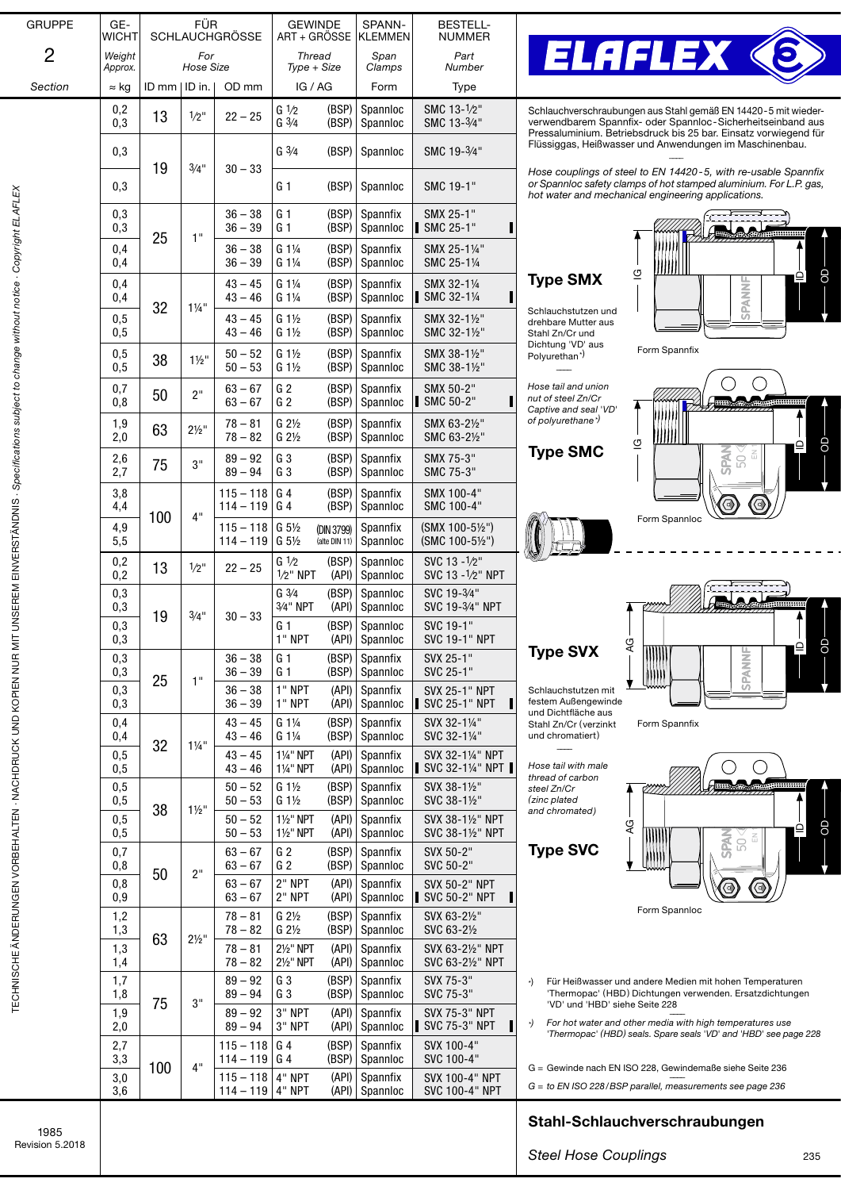| GRUPPE 2 *Section* | GE­WICHT *Weight Approx.* ≈ kg | FÜR SCHLAUCHGRÖSSE *For Hose Size* ID mm | ID in. | OD mm | GEWINDE ART + GRÖSSE *Thread Type + Size* IG / AG | | SPANN­KLEMMEN *Span Clamps* Form | BESTELL­NUMMER *Part Number* Type |
|---|---|---|---|---|---|---|---|---|
| | 0,2 | 13 | ½" | 22 – 25 | G ½ | (BSP) | Spannloc | SMC 13-½" |
| | 0,3 | | | | G ¾ | (BSP) | Spannloc | SMC 13-¾" |
| | 0,3 | 19 | ¾" | 30 – 33 | G ¾ | (BSP) | Spannloc | SMC 19-¾" |
| | 0,3 | | | | G 1 | (BSP) | Spannloc | SMC 19-1" |
| | 0,3 | 25 | 1" | 36 – 38 | G 1 | (BSP) | Spannfix | SMX 25-1" |
| | 0,3 | | | 36 – 39 | G 1 | (BSP) | Spannloc | SMC 25-1" |
| | 0,4 | | | 36 – 38 | G 1¼ | (BSP) | Spannfix | SMX 25-1¼" |
| | 0,4 | | | 36 – 39 | G 1¼ | (BSP) | Spannloc | SMC 25-1¼ |
| | 0,4 | 32 | 1¼" | 43 – 45 | G 1¼ | (BSP) | Spannfix | SMX 32-1¼ |
| | 0,4 | | | 43 – 46 | G 1¼ | (BSP) | Spannloc | SMC 32-1¼ |
| | 0,5 | | | 43 – 45 | G 1½ | (BSP) | Spannfix | SMX 32-1½" |
| | 0,5 | | | 43 – 46 | G 1½ | (BSP) | Spannloc | SMC 32-1½" |
| | 0,5 | 38 | 1½" | 50 – 52 | G 1½ | (BSP) | Spannfix | SMX 38-1½" |
| | 0,5 | | | 50 – 53 | G 1½ | (BSP) | Spannloc | SMC 38-1½" |
| | 0,7 | 50 | 2" | 63 – 67 | G 2 | (BSP) | Spannfix | SMX 50-2" |
| | 0,8 | | | 63 – 67 | G 2 | (BSP) | Spannloc | SMC 50-2" |
| | 1,9 | 63 | 2½" | 78 – 81 | G 2½ | (BSP) | Spannfix | SMX 63-2½" |
| | 2,0 | | | 78 – 82 | G 2½ | (BSP) | Spannloc | SMC 63-2½" |
| | 2,6 | 75 | 3" | 89 – 92 | G 3 | (BSP) | Spannfix | SMX 75-3" |
| | 2,7 | | | 89 – 94 | G 3 | (BSP) | Spannloc | SMC 75-3" |
| | 3,8 | 100 | 4" | 115 – 118 | G 4 | (BSP) | Spannfix | SMX 100-4" |
| | 4,4 | | | 114 – 119 | G 4 | (BSP) | Spannloc | SMC 100-4" |
| | 4,9 | | | 115 – 118 | G 5½ | (DIN 3799) | Spannfix | (SMX 100-5½") |
| | 5,5 | | | 114 – 119 | G 5½ | (alte DIN 11) | Spannloc | (SMC 100-5½") |
| | 0,2 | 13 | ½" | 22 – 25 | G ½ | (BSP) | Spannloc | SVC 13 -½" |
| | 0,2 | | | | ½" NPT | (API) | Spannloc | SVC 13 -½" NPT |
| | 0,3 | 19 | ¾" | 30 – 33 | G ¾ | (BSP) | Spannloc | SVC 19-¾" |
| | 0,3 | | | | ¾" NPT | (API) | Spannloc | SVC 19-¾" NPT |
| | 0,3 | | | | G 1 | (BSP) | Spannloc | SVC 19-1" |
| | 0,3 | | | | 1" NPT | (API) | Spannloc | SVC 19-1" NPT |
| | 0,3 | 25 | 1" | 36 – 38 | G 1 | (BSP) | Spannfix | SVX 25-1" |
| | 0,3 | | | 36 – 39 | G 1 | (BSP) | Spannloc | SVC 25-1" |
| | 0,3 | | | 36 – 38 | 1" NPT | (API) | Spannfix | SVX 25-1" NPT |
| | 0,3 | | | 36 – 39 | 1" NPT | (API) | Spannloc | SVC 25-1" NPT |
| | 0,4 | 32 | 1¼" | 43 – 45 | G 1¼ | (BSP) | Spannfix | SVX 32-1¼" |
| | 0,4 | | | 43 – 46 | G 1¼ | (BSP) | Spannloc | SVC 32-1¼" |
| | 0,5 | | | 43 – 45 | 1¼" NPT | (API) | Spannfix | SVX 32-1¼" NPT |
| | 0,5 | | | 43 – 46 | 1¼" NPT | (API) | Spannloc | SVC 32-1¼" NPT |
| | 0,5 | 38 | 1½" | 50 – 52 | G 1½ | (BSP) | Spannfix | SVX 38-1½" |
| | 0,5 | | | 50 – 53 | G 1½ | (BSP) | Spannloc | SVC 38-1½" |
| | 0,5 | | | 50 – 52 | 1½" NPT | (API) | Spannfix | SVX 38-1½" NPT |
| | 0,5 | | | 50 – 53 | 1½" NPT | (API) | Spannloc | SVC 38-1½" NPT |
| | 0,7 | 50 | 2" | 63 – 67 | G 2 | (BSP) | Spannfix | SVX 50-2" |
| | 0,8 | | | 63 – 67 | G 2 | (BSP) | Spannloc | SVC 50-2" |
| | 0,8 | | | 63 – 67 | 2" NPT | (API) | Spannfix | SVX 50-2" NPT |
| | 0,9 | | | 63 – 67 | 2" NPT | (API) | Spannloc | SVC 50-2" NPT |
| | 1,2 | 63 | 2½" | 78 – 81 | G 2½ | (BSP) | Spannfix | SVX 63-2½" |
| | 1,3 | | | 78 – 82 | G 2½ | (BSP) | Spannloc | SVC 63-2½ |
| | 1,3 | | | 78 – 81 | 2½" NPT | (API) | Spannfix | SVX 63-2½" NPT |
| | 1,4 | | | 78 – 82 | 2½" NPT | (API) | Spannloc | SVC 63-2½" NPT |
| | 1,7 | 75 | 3" | 89 – 92 | G 3 | (BSP) | Spannfix | SVX 75-3" |
| | 1,8 | | | 89 – 94 | G 3 | (BSP) | Spannloc | SVC 75-3" |
| | 1,9 | | | 89 – 92 | 3" NPT | (API) | Spannfix | SVX 75-3" NPT |
| | 2,0 | | | 89 – 94 | 3" NPT | (API) | Spannloc | SVC 75-3" NPT |
| | 2,7 | 100 | 4" | 115 – 118 | G 4 | (BSP) | Spannfix | SVX 100-4" |
| | 3,3 | | | 114 – 119 | G 4 | (BSP) | Spannloc | SVC 100-4" |
| | 3,0 | | | 115 – 118 | 4" NPT | (API) | Spannfix | SVX 100-4" NPT |
| | 3,6 | | | 114 – 119 | 4" NPT | (API) | Spannloc | SVC 100-4" NPT |

ELAFLEX

Schlauchverschraubungen aus Stahl gemäß EN 14420-5 mit wiederverwendbarem Spannfix- oder Spannloc-Sicherheitseinband aus Pressaluminium. Betriebsdruck bis 25 bar. Einsatz vorwiegend für Flüssiggas, Heißwasser und Anwendungen im Maschinenbau.

*Hose couplings of steel to EN 14420-5, with re-usable Spannfix or Spannloc safety clamps of hot stamped aluminium. For L.P. gas, hot water and mechanical engineering applications.*

## Type SMX

Schlauchstutzen und drehbare Mutter aus Stahl Zn/Cr und Dichtung 'VD' aus Polyurethan *)

*Hose tail and union nut of steel Zn/Cr Captive and seal 'VD' of polyurethane *)*

Form Spannfix

## Type SMC

Form Spannloc

## Type SVX

Schlauchstutzen mit festem Außengewinde und Dichtfläche aus Stahl Zn/Cr (verzinkt und chromatiert)

*Hose tail with male thread of carbon steel Zn/Cr (zinc plated and chromated)*

Form Spannfix

## Type SVC

Form Spannloc

*) Für Heißwasser und andere Medien mit hohen Temperaturen 'Thermopac' (HBD) Dichtungen verwenden. Ersatzdichtungen 'VD' und 'HBD' siehe Seite 228

*) *For hot water and other media with high temperatures use 'Thermopac' (HBD) seals. Spare seals 'VD' and 'HBD' see page 228*

G = Gewinde nach EN ISO 228, Gewindemaße siehe Seite 236

*G = to EN ISO 228/BSP parallel, measurements see page 236*

## Stahl-Schlauchverschraubungen

*Steel Hose Couplings*

1985
Revision 5.2018

TECHNISCHE ÄNDERUNGEN VORBEHALTEN · NACHDRUCK UND KOPIEN NUR MIT UNSEREM EINVERSTÄNDNIS · *Specifications subject to change without notice · Copyright ELAFLEX*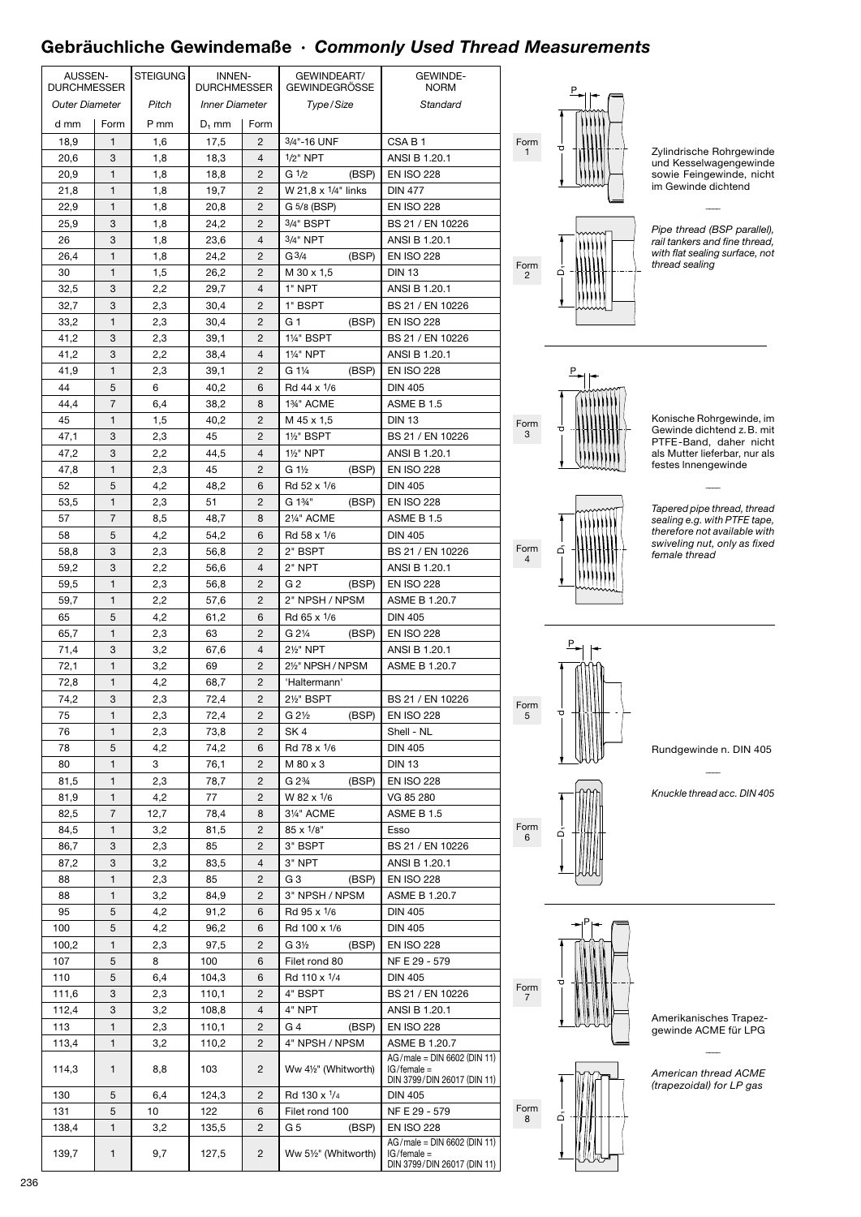## Gebräuchliche Gewindemaße · *Commonly Used Thread Measurements*

| AUSSEN-DURCHMESSER | | STEIGUNG | INNEN-DURCHMESSER | | GEWINDEART/ GEWINDEGRÖSSE | GEWINDE-NORM |
|---|---|---|---|---|---|---|
| *Outer Diameter* | | *Pitch* | *Inner Diameter* | | *Type/Size* | *Standard* |
| d mm | Form | P mm | $D_1$ mm | Form | | |
| 18,9 | 1 | 1,6 | 17,5 | 2 | 3/4"-16 UNF | CSA B 1 |
| 20,6 | 3 | 1,8 | 18,3 | 4 | 1/2" NPT | ANSI B 1.20.1 |
| 20,9 | 1 | 1,8 | 18,8 | 2 | G 1/2 (BSP) | EN ISO 228 |
| 21,8 | 1 | 1,8 | 19,7 | 2 | W 21,8 x 1/4" links | DIN 477 |
| 22,9 | 1 | 1,8 | 20,8 | 2 | G 5/8 (BSP) | EN ISO 228 |
| 25,9 | 3 | 1,8 | 24,2 | 2 | 3/4" BSPT | BS 21 / EN 10226 |
| 26 | 3 | 1,8 | 23,6 | 4 | 3/4" NPT | ANSI B 1.20.1 |
| 26,4 | 1 | 1,8 | 24,2 | 2 | G 3/4 (BSP) | EN ISO 228 |
| 30 | 1 | 1,5 | 26,2 | 2 | M 30 x 1,5 | DIN 13 |
| 32,5 | 3 | 2,2 | 29,7 | 4 | 1" NPT | ANSI B 1.20.1 |
| 32,7 | 3 | 2,3 | 30,4 | 2 | 1" BSPT | BS 21 / EN 10226 |
| 33,2 | 1 | 2,3 | 30,4 | 2 | G 1 (BSP) | EN ISO 228 |
| 41,2 | 3 | 2,3 | 39,1 | 2 | 1¼" BSPT | BS 21 / EN 10226 |
| 41,2 | 3 | 2,2 | 38,4 | 4 | 1¼" NPT | ANSI B 1.20.1 |
| 41,9 | 1 | 2,3 | 39,1 | 2 | G 1¼ (BSP) | EN ISO 228 |
| 44 | 5 | 6 | 40,2 | 6 | Rd 44 x 1/6 | DIN 405 |
| 44,4 | 7 | 6,4 | 38,2 | 8 | 1¾" ACME | ASME B 1.5 |
| 45 | 1 | 1,5 | 40,2 | 2 | M 45 x 1,5 | DIN 13 |
| 47,1 | 3 | 2,3 | 45 | 2 | 1½" BSPT | BS 21 / EN 10226 |
| 47,2 | 3 | 2,2 | 44,5 | 4 | 1½" NPT | ANSI B 1.20.1 |
| 47,8 | 1 | 2,3 | 45 | 2 | G 1½ (BSP) | EN ISO 228 |
| 52 | 5 | 4,2 | 48,2 | 6 | Rd 52 x 1/6 | DIN 405 |
| 53,5 | 1 | 2,3 | 51 | 2 | G 1¾" (BSP) | EN ISO 228 |
| 57 | 7 | 8,5 | 48,7 | 8 | 2¼" ACME | ASME B 1.5 |
| 58 | 5 | 4,2 | 54,2 | 6 | Rd 58 x 1/6 | DIN 405 |
| 58,8 | 3 | 2,3 | 56,8 | 2 | 2" BSPT | BS 21 / EN 10226 |
| 59,2 | 3 | 2,2 | 56,6 | 4 | 2" NPT | ANSI B 1.20.1 |
| 59,5 | 1 | 2,3 | 56,8 | 2 | G 2 (BSP) | EN ISO 228 |
| 59,7 | 1 | 2,2 | 57,6 | 2 | 2" NPSH / NPSM | ASME B 1.20.7 |
| 65 | 5 | 4,2 | 61,2 | 6 | Rd 65 x 1/6 | DIN 405 |
| 65,7 | 1 | 2,3 | 63 | 2 | G 2¼ (BSP) | EN ISO 228 |
| 71,4 | 3 | 3,2 | 67,6 | 4 | 2½" NPT | ANSI B 1.20.1 |
| 72,1 | 1 | 3,2 | 69 | 2 | 2½" NPSH / NPSM | ASME B 1.20.7 |
| 72,8 | 1 | 4,2 | 68,7 | 2 | 'Haltermann' | |
| 74,2 | 3 | 2,3 | 72,4 | 2 | 2½" BSPT | BS 21 / EN 10226 |
| 75 | 1 | 2,3 | 72,4 | 2 | G 2½ (BSP) | EN ISO 228 |
| 76 | 1 | 2,3 | 73,8 | 2 | SK 4 | Shell - NL |
| 78 | 5 | 4,2 | 74,2 | 6 | Rd 78 x 1/6 | DIN 405 |
| 80 | 1 | 3 | 76,1 | 2 | M 80 x 3 | DIN 13 |
| 81,5 | 1 | 2,3 | 78,7 | 2 | G 2¾ (BSP) | EN ISO 228 |
| 81,9 | 1 | 4,2 | 77 | 2 | W 82 x 1/6 | VG 85 280 |
| 82,5 | 7 | 12,7 | 78,4 | 8 | 3¼" ACME | ASME B 1.5 |
| 84,5 | 1 | 3,2 | 81,5 | 2 | 85 x 1/8" | Esso |
| 86,7 | 3 | 2,3 | 85 | 2 | 3" BSPT | BS 21 / EN 10226 |
| 87,2 | 3 | 3,2 | 83,5 | 4 | 3" NPT | ANSI B 1.20.1 |
| 88 | 1 | 2,3 | 85 | 2 | G 3 (BSP) | EN ISO 228 |
| 88 | 1 | 3,2 | 84,9 | 2 | 3" NPSH / NPSM | ASME B 1.20.7 |
| 95 | 5 | 4,2 | 91,2 | 6 | Rd 95 x 1/6 | DIN 405 |
| 100 | 5 | 4,2 | 96,2 | 6 | Rd 100 x 1/6 | DIN 405 |
| 100,2 | 1 | 2,3 | 97,5 | 2 | G 3½ (BSP) | EN ISO 228 |
| 107 | 5 | 8 | 100 | 6 | Filet rond 80 | NF E 29 - 579 |
| 110 | 5 | 6,4 | 104,3 | 6 | Rd 110 x 1/4 | DIN 405 |
| 111,6 | 3 | 2,3 | 110,1 | 2 | 4" BSPT | BS 21 / EN 10226 |
| 112,4 | 3 | 3,2 | 108,8 | 4 | 4" NPT | ANSI B 1.20.1 |
| 113 | 1 | 2,3 | 110,1 | 2 | G 4 (BSP) | EN ISO 228 |
| 113,4 | 1 | 3,2 | 110,2 | 2 | 4" NPSH / NPSM | ASME B 1.20.7 |
| 114,3 | 1 | 8,8 | 103 | 2 | Ww 4½" (Whitworth) | AG/male = DIN 6602 (DIN 11) IG/female = DIN 3799/DIN 26017 (DIN 11) |
| 130 | 5 | 6,4 | 124,3 | 2 | Rd 130 x 1/4 | DIN 405 |
| 131 | 5 | 10 | 122 | 6 | Filet rond 100 | NF E 29 - 579 |
| 138,4 | 1 | 3,2 | 135,5 | 2 | G 5 (BSP) | EN ISO 228 |
| 139,7 | 1 | 9,7 | 127,5 | 2 | Ww 5½" (Whitworth) | AG/male = DIN 6602 (DIN 11) IG/female = DIN 3799/DIN 26017 (DIN 11) |

**Form 1 / Form 2**

Zylindrische Rohrgewinde und Kesselwagengewinde sowie Feingewinde, nicht im Gewinde dichtend

*Pipe thread (BSP parallel), rail tankers and fine thread, with flat sealing surface, not thread sealing*

**Form 3 / Form 4**

Konische Rohrgewinde, im Gewinde dichtend z. B. mit PTFE-Band, daher nicht als Mutter lieferbar, nur als festes Innengewinde

*Tapered pipe thread, thread sealing e.g. with PTFE tape, therefore not available with swiveling nut, only as fixed female thread*

**Form 5 / Form 6**

Rundgewinde n. DIN 405

*Knuckle thread acc. DIN 405*

**Form 7 / Form 8**

Amerikanisches Trapezgewinde ACME für LPG

*American thread ACME (trapezoidal) for LP gas*